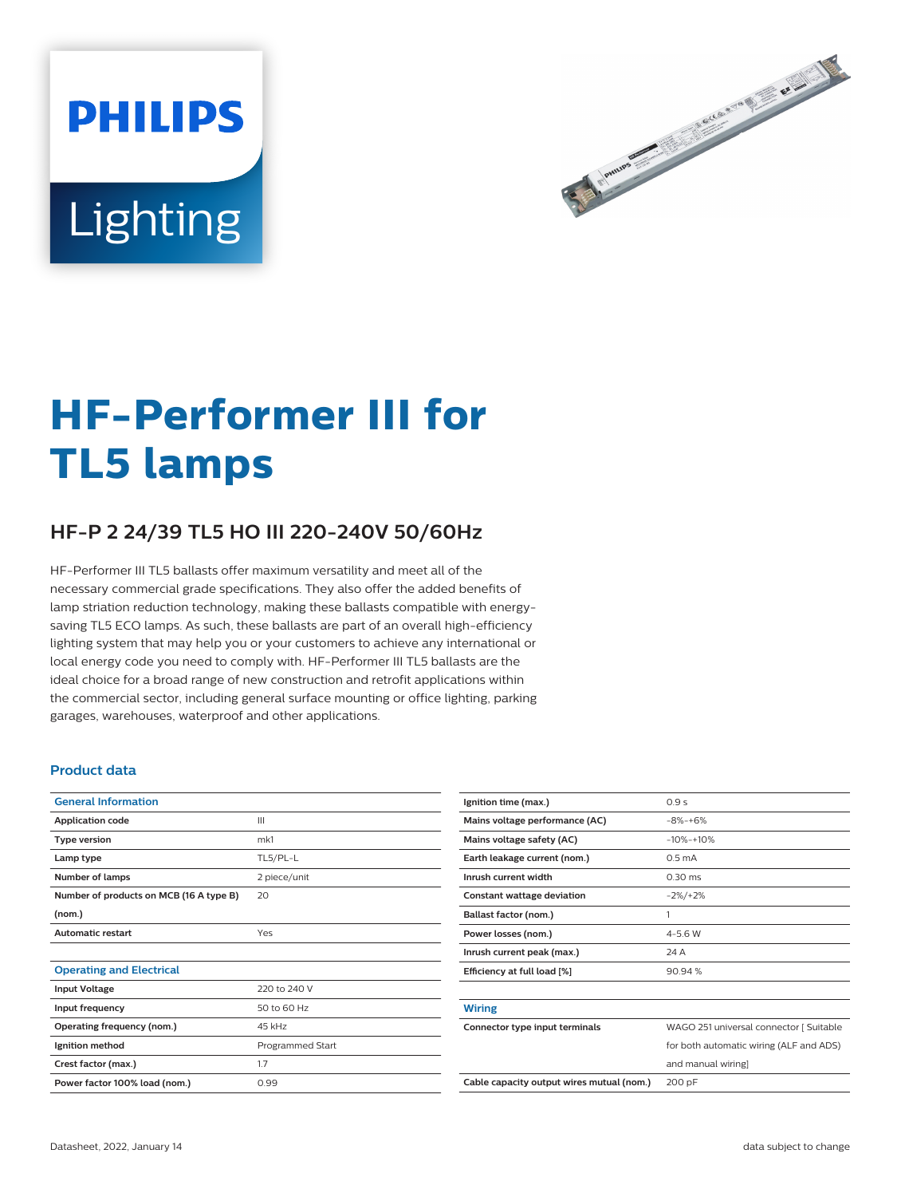# HF-Performer III for TL5 lamps

## HF-P 2 24/39 TL5 HO III 220-240V 50/60Hz

HF-Performer III TL5 ballasts offer maximum versatility and meet all of the necessary commercial grade specifications. They also offer the added benefits of lamp striation reduction technology, making these ballasts compatible with energy-saving TL5 ECO lamps. As such, these ballasts are part of an overall high-efficiency lighting system that may help you or your customers to achieve any international or local energy code you need to comply with. HF-Performer III TL5 ballasts are the ideal choice for a broad range of new construction and retrofit applications within the commercial sector, including general surface mounting or office lighting, parking garages, warehouses, waterproof and other applications.

### Product data

| General Information | |
|---|---|
| Application code | III |
| Type version | mk1 |
| Lamp type | TL5/PL-L |
| Number of lamps | 2 piece/unit |
| Number of products on MCB (16 A type B) (nom.) | 20 |
| Automatic restart | Yes |

| Operating and Electrical | |
|---|---|
| Input Voltage | 220 to 240 V |
| Input frequency | 50 to 60 Hz |
| Operating frequency (nom.) | 45 kHz |
| Ignition method | Programmed Start |
| Crest factor (max.) | 1.7 |
| Power factor 100% load (nom.) | 0.99 |
| Ignition time (max.) | 0.9 s |
| Mains voltage performance (AC) | -8%-+6% |
| Mains voltage safety (AC) | -10%-+10% |
| Earth leakage current (nom.) | 0.5 mA |
| Inrush current width | 0.30 ms |
| Constant wattage deviation | -2%/+2% |
| Ballast factor (nom.) | 1 |
| Power losses (nom.) | 4-5.6 W |
| Inrush current peak (max.) | 24 A |
| Efficiency at full load [%] | 90.94 % |

| Wiring | |
|---|---|
| Connector type input terminals | WAGO 251 universal connector [ Suitable for both automatic wiring (ALF and ADS) and manual wiring] |
| Cable capacity output wires mutual (nom.) | 200 pF |

Datasheet, 2022, January 14

data subject to change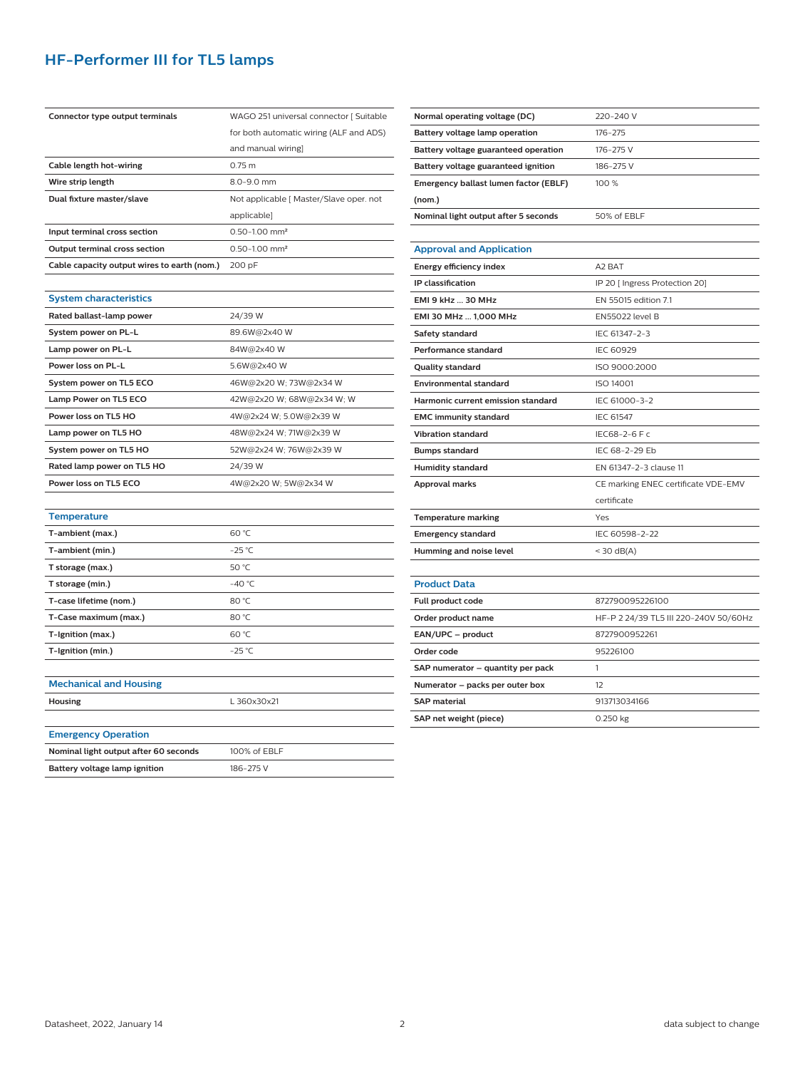# HF-Performer III for TL5 lamps

| | |
|---|---|
| **Connector type output terminals** | WAGO 251 universal connector [ Suitable for both automatic wiring (ALF and ADS) and manual wiring] |
| **Cable length hot-wiring** | 0.75 m |
| **Wire strip length** | 8.0-9.0 mm |
| **Dual fixture master/slave** | Not applicable [ Master/Slave oper. not applicable] |
| **Input terminal cross section** | 0.50-1.00 mm² |
| **Output terminal cross section** | 0.50-1.00 mm² |
| **Cable capacity output wires to earth (nom.)** | 200 pF |

## System characteristics

| | |
|---|---|
| **Rated ballast-lamp power** | 24/39 W |
| **System power on PL-L** | 89.6W@2x40 W |
| **Lamp power on PL-L** | 84W@2x40 W |
| **Power loss on PL-L** | 5.6W@2x40 W |
| **System power on TL5 ECO** | 46W@2x20 W; 73W@2x34 W |
| **Lamp Power on TL5 ECO** | 42W@2x20 W; 68W@2x34 W; W |
| **Power loss on TL5 HO** | 4W@2x24 W; 5.0W@2x39 W |
| **Lamp power on TL5 HO** | 48W@2x24 W; 71W@2x39 W |
| **System power on TL5 HO** | 52W@2x24 W; 76W@2x39 W |
| **Rated lamp power on TL5 HO** | 24/39 W |
| **Power loss on TL5 ECO** | 4W@2x20 W; 5W@2x34 W |

## Temperature

| | |
|---|---|
| **T-ambient (max.)** | 60 °C |
| **T-ambient (min.)** | -25 °C |
| **T storage (max.)** | 50 °C |
| **T storage (min.)** | -40 °C |
| **T-case lifetime (nom.)** | 80 °C |
| **T-Case maximum (max.)** | 80 °C |
| **T-Ignition (max.)** | 60 °C |
| **T-Ignition (min.)** | -25 °C |

## Mechanical and Housing

| | |
|---|---|
| **Housing** | L 360x30x21 |

## Emergency Operation

| | |
|---|---|
| **Nominal light output after 60 seconds** | 100% of EBLF |
| **Battery voltage lamp ignition** | 186-275 V |
| **Normal operating voltage (DC)** | 220-240 V |
| **Battery voltage lamp operation** | 176-275 |
| **Battery voltage guaranteed operation** | 176-275 V |
| **Battery voltage guaranteed ignition** | 186-275 V |
| **Emergency ballast lumen factor (EBLF) (nom.)** | 100 % |
| **Nominal light output after 5 seconds** | 50% of EBLF |

## Approval and Application

| | |
|---|---|
| **Energy efficiency index** | A2 BAT |
| **IP classification** | IP 20 [ Ingress Protection 20] |
| **EMI 9 kHz ... 30 MHz** | EN 55015 edition 7.1 |
| **EMI 30 MHz ... 1,000 MHz** | EN55022 level B |
| **Safety standard** | IEC 61347-2-3 |
| **Performance standard** | IEC 60929 |
| **Quality standard** | ISO 9000:2000 |
| **Environmental standard** | ISO 14001 |
| **Harmonic current emission standard** | IEC 61000-3-2 |
| **EMC immunity standard** | IEC 61547 |
| **Vibration standard** | IEC68-2-6 F c |
| **Bumps standard** | IEC 68-2-29 Eb |
| **Humidity standard** | EN 61347-2-3 clause 11 |
| **Approval marks** | CE marking ENEC certificate VDE-EMV certificate |
| **Temperature marking** | Yes |
| **Emergency standard** | IEC 60598-2-22 |
| **Humming and noise level** | < 30 dB(A) |

## Product Data

| | |
|---|---|
| **Full product code** | 872790095226100 |
| **Order product name** | HF-P 2 24/39 TL5 III 220-240V 50/60Hz |
| **EAN/UPC – product** | 8727900952261 |
| **Order code** | 95226100 |
| **SAP numerator – quantity per pack** | 1 |
| **Numerator – packs per outer box** | 12 |
| **SAP material** | 913713034166 |
| **SAP net weight (piece)** | 0.250 kg |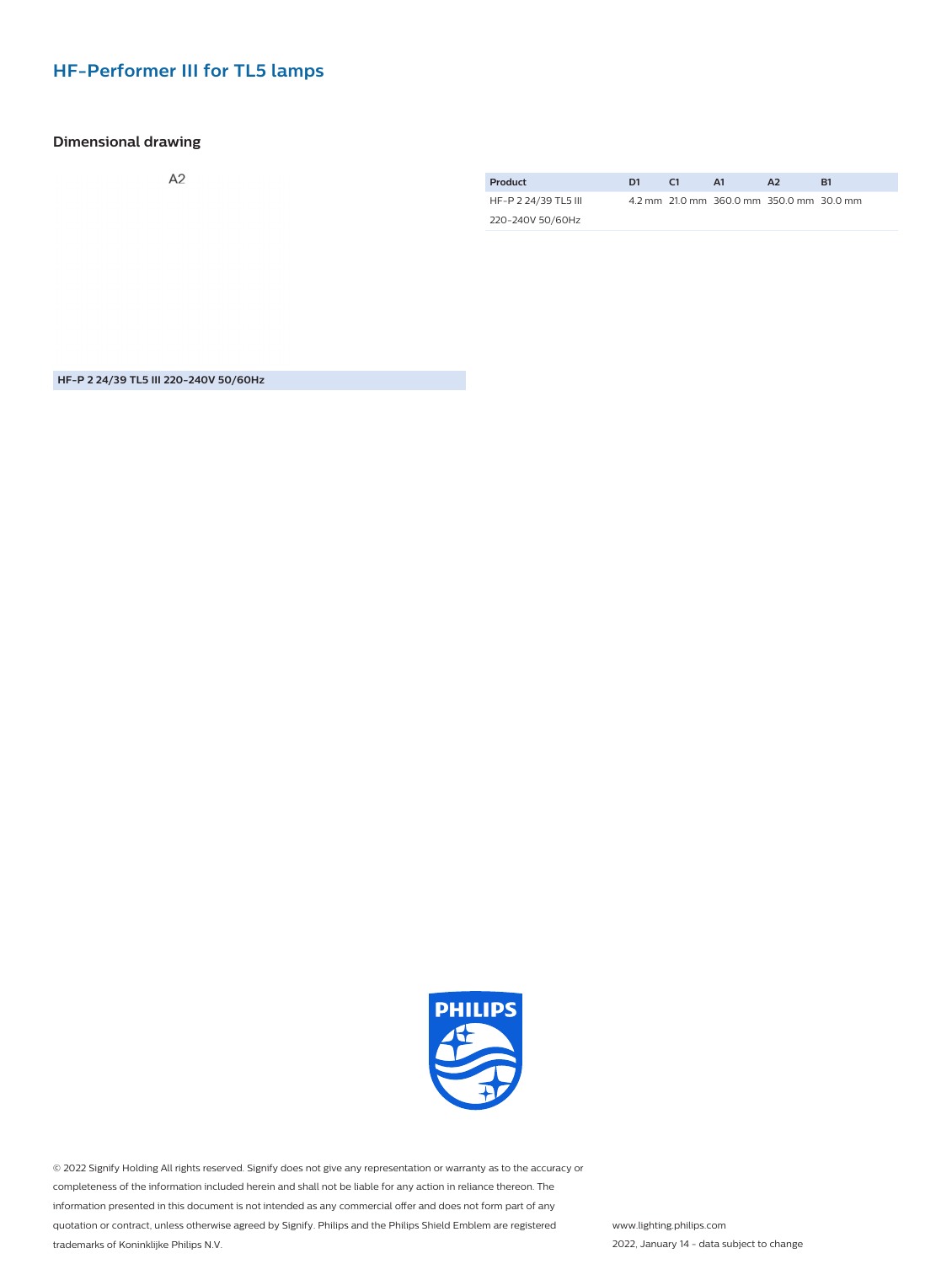# HF-Performer III for TL5 lamps

## Dimensional drawing

A2

| Product | D1 | C1 | A1 | A2 | B1 |
|---|---|---|---|---|---|
| HF-P 2 24/39 TL5 III 220-240V 50/60Hz | 4.2 mm | 21.0 mm | 360.0 mm | 350.0 mm | 30.0 mm |

**HF-P 2 24/39 TL5 III 220-240V 50/60Hz**

© 2022 Signify Holding All rights reserved. Signify does not give any representation or warranty as to the accuracy or completeness of the information included herein and shall not be liable for any action in reliance thereon. The information presented in this document is not intended as any commercial offer and does not form part of any quotation or contract, unless otherwise agreed by Signify. Philips and the Philips Shield Emblem are registered trademarks of Koninklijke Philips N.V.

www.lighting.philips.com
2022, January 14 - data subject to change